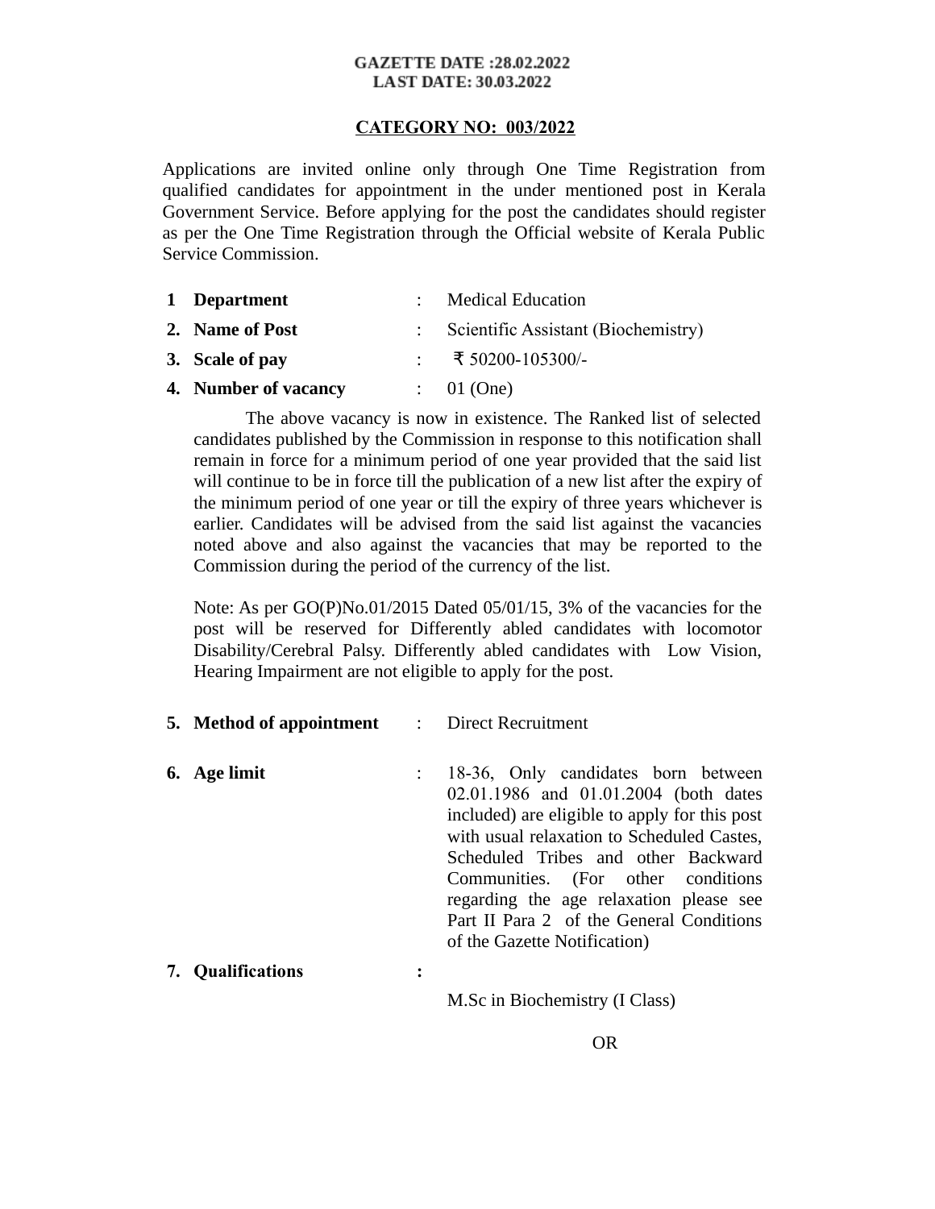**GAZETTE DATE :28.02.2022**
**LAST DATE: 30.03.2022**

## CATEGORY NO: 003/2022

Applications are invited online only through One Time Registration from qualified candidates for appointment in the under mentioned post in Kerala Government Service. Before applying for the post the candidates should register as per the One Time Registration through the Official website of Kerala Public Service Commission.

| | | | |
|---|---|---|---|
| 1 | **Department** | : | Medical Education |
| 2. | **Name of Post** | : | Scientific Assistant (Biochemistry) |
| 3. | **Scale of pay** | : | ₹ 50200-105300/- |
| 4. | **Number of vacancy** | : | 01 (One) |

The above vacancy is now in existence. The Ranked list of selected candidates published by the Commission in response to this notification shall remain in force for a minimum period of one year provided that the said list will continue to be in force till the publication of a new list after the expiry of the minimum period of one year or till the expiry of three years whichever is earlier. Candidates will be advised from the said list against the vacancies noted above and also against the vacancies that may be reported to the Commission during the period of the currency of the list.

Note: As per GO(P)No.01/2015 Dated 05/01/15, 3% of the vacancies for the post will be reserved for Differently abled candidates with locomotor Disability/Cerebral Palsy. Differently abled candidates with Low Vision, Hearing Impairment are not eligible to apply for the post.

| | | | |
|---|---|---|---|
| 5. | **Method of appointment** | : | Direct Recruitment |
| 6. | **Age limit** | : | 18-36, Only candidates born between 02.01.1986 and 01.01.2004 (both dates included) are eligible to apply for this post with usual relaxation to Scheduled Castes, Scheduled Tribes and other Backward Communities. (For other conditions regarding the age relaxation please see Part II Para 2 of the General Conditions of the Gazette Notification) |
| 7. | **Qualifications** | : | |

M.Sc in Biochemistry (I Class)

OR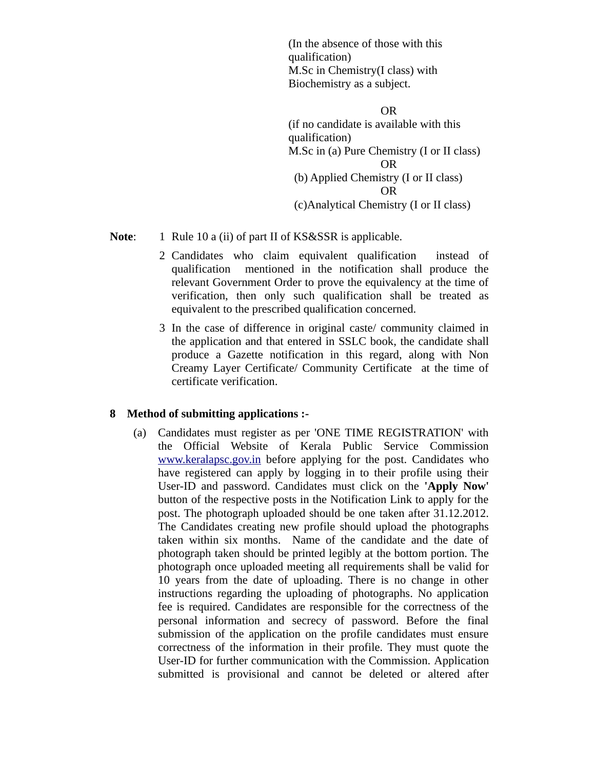(In the absence of those with this qualification)
M.Sc in Chemistry(I class) with Biochemistry as a subject.

OR

(if no candidate is available with this qualification)
M.Sc in (a) Pure Chemistry (I or II class)

OR

(b) Applied Chemistry (I or II class)

OR

(c)Analytical Chemistry (I or II class)

**Note**:

1. Rule 10 a (ii) of part II of KS&SSR is applicable.
2. Candidates who claim equivalent qualification instead of qualification mentioned in the notification shall produce the relevant Government Order to prove the equivalency at the time of verification, then only such qualification shall be treated as equivalent to the prescribed qualification concerned.
3. In the case of difference in original caste/ community claimed in the application and that entered in SSLC book, the candidate shall produce a Gazette notification in this regard, along with Non Creamy Layer Certificate/ Community Certificate at the time of certificate verification.

**8 Method of submitting applications :-**

(a) Candidates must register as per 'ONE TIME REGISTRATION' with the Official Website of Kerala Public Service Commission www.keralapsc.gov.in before applying for the post. Candidates who have registered can apply by logging in to their profile using their User-ID and password. Candidates must click on the **'Apply Now'** button of the respective posts in the Notification Link to apply for the post. The photograph uploaded should be one taken after 31.12.2012. The Candidates creating new profile should upload the photographs taken within six months. Name of the candidate and the date of photograph taken should be printed legibly at the bottom portion. The photograph once uploaded meeting all requirements shall be valid for 10 years from the date of uploading. There is no change in other instructions regarding the uploading of photographs. No application fee is required. Candidates are responsible for the correctness of the personal information and secrecy of password. Before the final submission of the application on the profile candidates must ensure correctness of the information in their profile. They must quote the User-ID for further communication with the Commission. Application submitted is provisional and cannot be deleted or altered after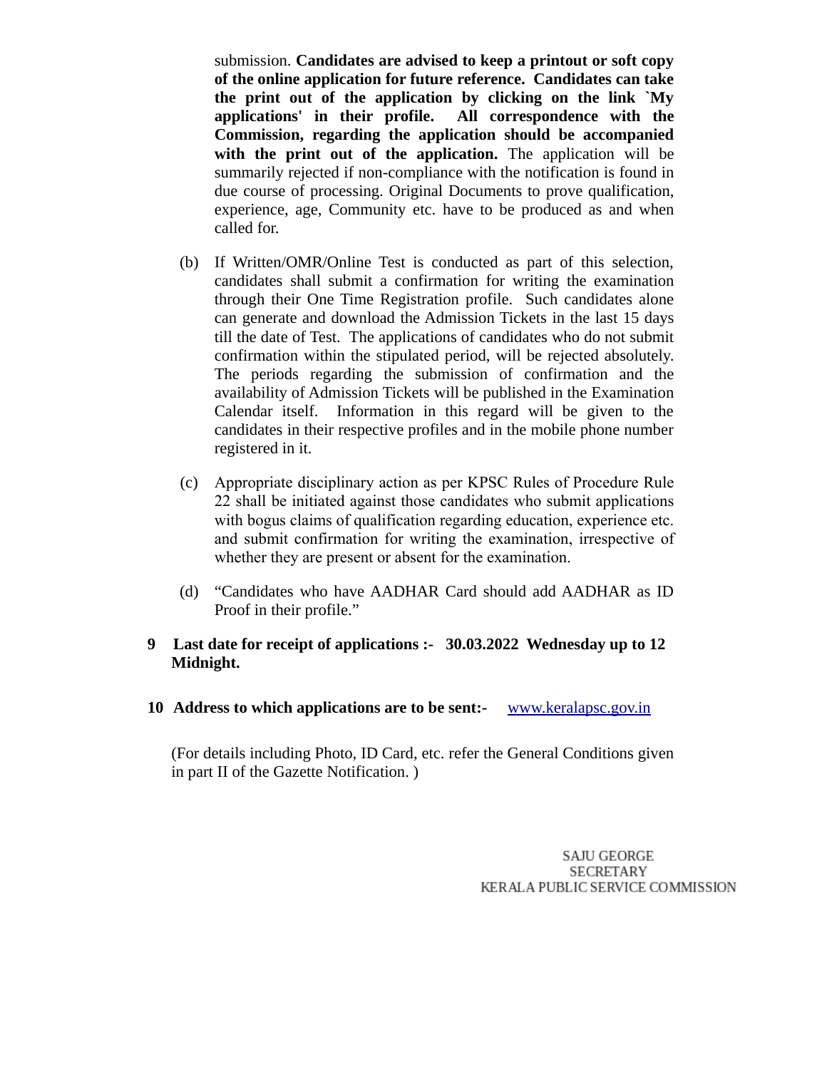submission. **Candidates are advised to keep a printout or soft copy of the online application for future reference. Candidates can take the print out of the application by clicking on the link `My applications' in their profile. All correspondence with the Commission, regarding the application should be accompanied with the print out of the application.** The application will be summarily rejected if non-compliance with the notification is found in due course of processing. Original Documents to prove qualification, experience, age, Community etc. have to be produced as and when called for.

(b) If Written/OMR/Online Test is conducted as part of this selection, candidates shall submit a confirmation for writing the examination through their One Time Registration profile. Such candidates alone can generate and download the Admission Tickets in the last 15 days till the date of Test. The applications of candidates who do not submit confirmation within the stipulated period, will be rejected absolutely. The periods regarding the submission of confirmation and the availability of Admission Tickets will be published in the Examination Calendar itself. Information in this regard will be given to the candidates in their respective profiles and in the mobile phone number registered in it.

(c) Appropriate disciplinary action as per KPSC Rules of Procedure Rule 22 shall be initiated against those candidates who submit applications with bogus claims of qualification regarding education, experience etc. and submit confirmation for writing the examination, irrespective of whether they are present or absent for the examination.

(d) "Candidates who have AADHAR Card should add AADHAR as ID Proof in their profile."

**9 Last date for receipt of applications :- 30.03.2022 Wednesday up to 12 Midnight.**

**10 Address to which applications are to be sent:-** www.keralapsc.gov.in

(For details including Photo, ID Card, etc. refer the General Conditions given in part II of the Gazette Notification. )

SAJU GEORGE
SECRETARY
KERALA PUBLIC SERVICE COMMISSION